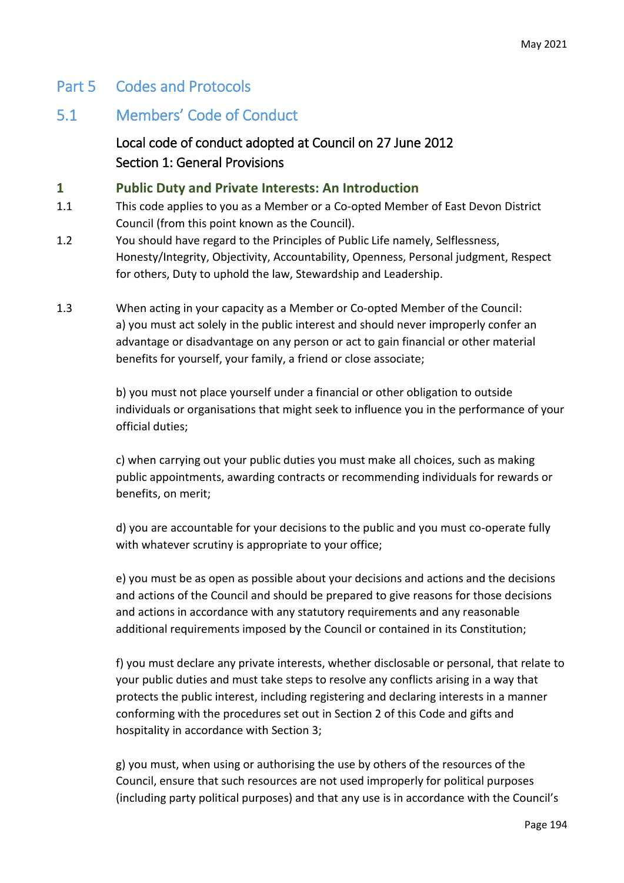# Part 5 Codes and Protocols

## 5.1 Members' Code of Conduct

### Local code of conduct adopted at Council on 27 June 2012
### Section 1: General Provisions

#### 1 Public Duty and Private Interests: An Introduction

1.1 This code applies to you as a Member or a Co-opted Member of East Devon District Council (from this point known as the Council).

1.2 You should have regard to the Principles of Public Life namely, Selflessness, Honesty/Integrity, Objectivity, Accountability, Openness, Personal judgment, Respect for others, Duty to uphold the law, Stewardship and Leadership.

1.3 When acting in your capacity as a Member or Co-opted Member of the Council:

a) you must act solely in the public interest and should never improperly confer an advantage or disadvantage on any person or act to gain financial or other material benefits for yourself, your family, a friend or close associate;

b) you must not place yourself under a financial or other obligation to outside individuals or organisations that might seek to influence you in the performance of your official duties;

c) when carrying out your public duties you must make all choices, such as making public appointments, awarding contracts or recommending individuals for rewards or benefits, on merit;

d) you are accountable for your decisions to the public and you must co-operate fully with whatever scrutiny is appropriate to your office;

e) you must be as open as possible about your decisions and actions and the decisions and actions of the Council and should be prepared to give reasons for those decisions and actions in accordance with any statutory requirements and any reasonable additional requirements imposed by the Council or contained in its Constitution;

f) you must declare any private interests, whether disclosable or personal, that relate to your public duties and must take steps to resolve any conflicts arising in a way that protects the public interest, including registering and declaring interests in a manner conforming with the procedures set out in Section 2 of this Code and gifts and hospitality in accordance with Section 3;

g) you must, when using or authorising the use by others of the resources of the Council, ensure that such resources are not used improperly for political purposes (including party political purposes) and that any use is in accordance with the Council's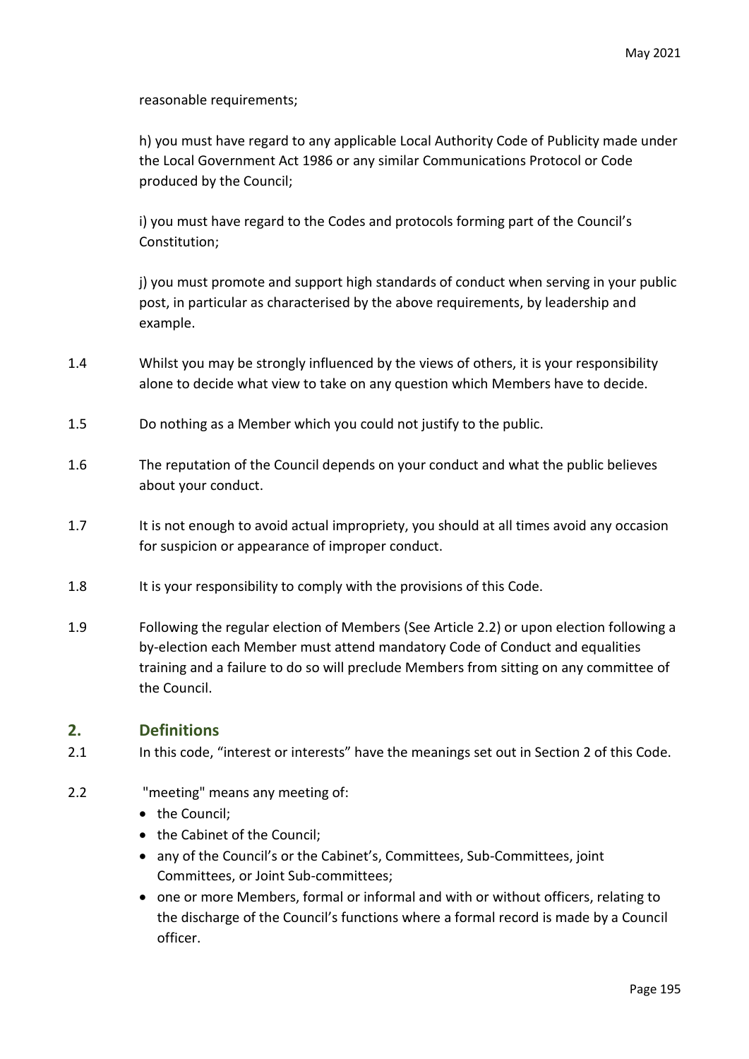reasonable requirements;

h) you must have regard to any applicable Local Authority Code of Publicity made under the Local Government Act 1986 or any similar Communications Protocol or Code produced by the Council;

i) you must have regard to the Codes and protocols forming part of the Council's Constitution;

j) you must promote and support high standards of conduct when serving in your public post, in particular as characterised by the above requirements, by leadership and example.

1.4 Whilst you may be strongly influenced by the views of others, it is your responsibility alone to decide what view to take on any question which Members have to decide.

1.5 Do nothing as a Member which you could not justify to the public.

1.6 The reputation of the Council depends on your conduct and what the public believes about your conduct.

1.7 It is not enough to avoid actual impropriety, you should at all times avoid any occasion for suspicion or appearance of improper conduct.

1.8 It is your responsibility to comply with the provisions of this Code.

1.9 Following the regular election of Members (See Article 2.2) or upon election following a by-election each Member must attend mandatory Code of Conduct and equalities training and a failure to do so will preclude Members from sitting on any committee of the Council.

## 2. Definitions

2.1 In this code, "interest or interests" have the meanings set out in Section 2 of this Code.

2.2 "meeting" means any meeting of:

- the Council;
- the Cabinet of the Council;
- any of the Council's or the Cabinet's, Committees, Sub-Committees, joint Committees, or Joint Sub-committees;
- one or more Members, formal or informal and with or without officers, relating to the discharge of the Council's functions where a formal record is made by a Council officer.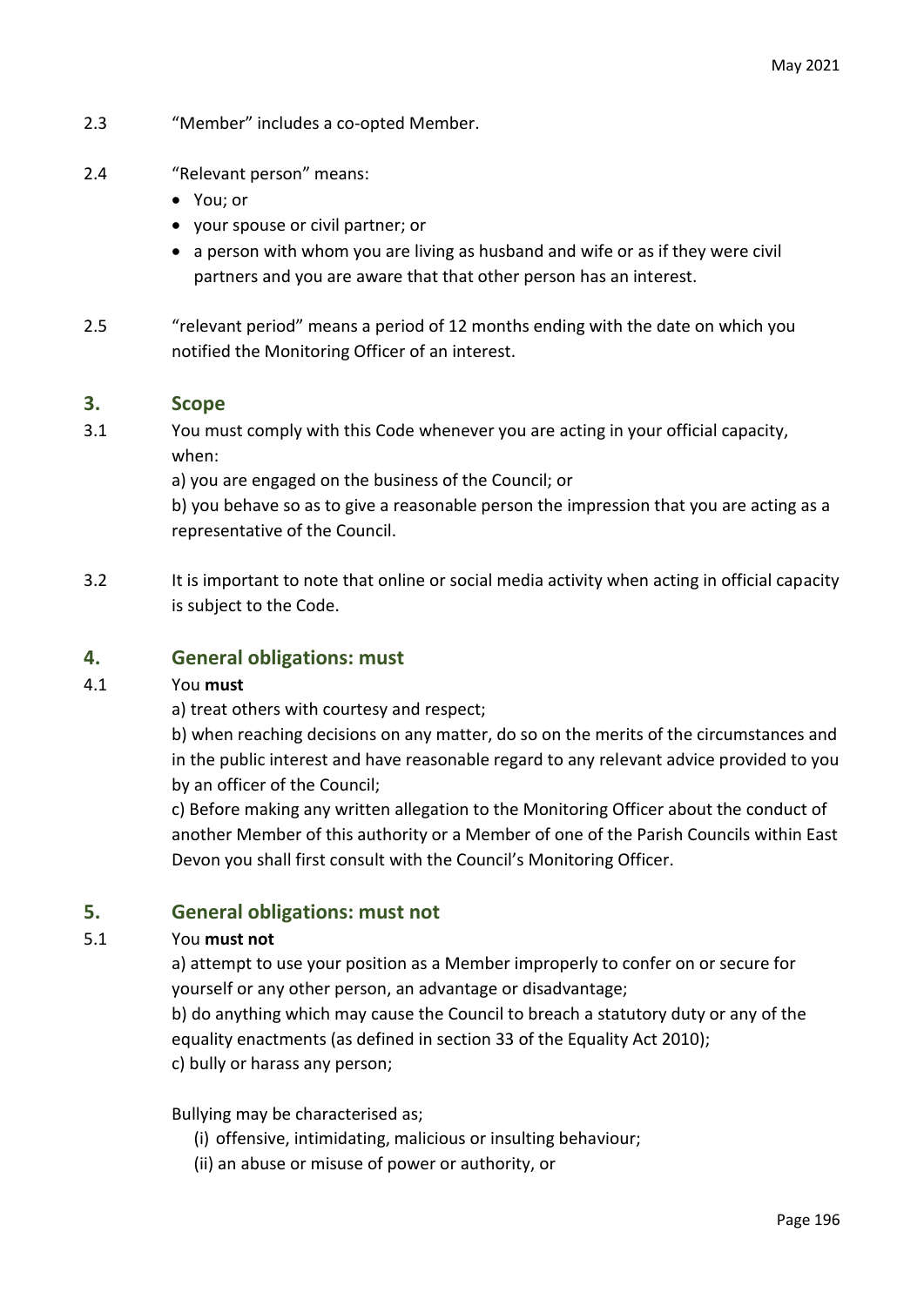2.3 "Member" includes a co-opted Member.

2.4 "Relevant person" means:

- You; or
- your spouse or civil partner; or
- a person with whom you are living as husband and wife or as if they were civil partners and you are aware that that other person has an interest.

2.5 "relevant period" means a period of 12 months ending with the date on which you notified the Monitoring Officer of an interest.

## 3. Scope

3.1 You must comply with this Code whenever you are acting in your official capacity, when:

a) you are engaged on the business of the Council; or

b) you behave so as to give a reasonable person the impression that you are acting as a representative of the Council.

3.2 It is important to note that online or social media activity when acting in official capacity is subject to the Code.

## 4. General obligations: must

4.1 You **must**

a) treat others with courtesy and respect;

b) when reaching decisions on any matter, do so on the merits of the circumstances and in the public interest and have reasonable regard to any relevant advice provided to you by an officer of the Council;

c) Before making any written allegation to the Monitoring Officer about the conduct of another Member of this authority or a Member of one of the Parish Councils within East Devon you shall first consult with the Council's Monitoring Officer.

## 5. General obligations: must not

5.1 You **must not**

a) attempt to use your position as a Member improperly to confer on or secure for yourself or any other person, an advantage or disadvantage;

b) do anything which may cause the Council to breach a statutory duty or any of the equality enactments (as defined in section 33 of the Equality Act 2010);

c) bully or harass any person;

Bullying may be characterised as;

(i) offensive, intimidating, malicious or insulting behaviour;

(ii) an abuse or misuse of power or authority, or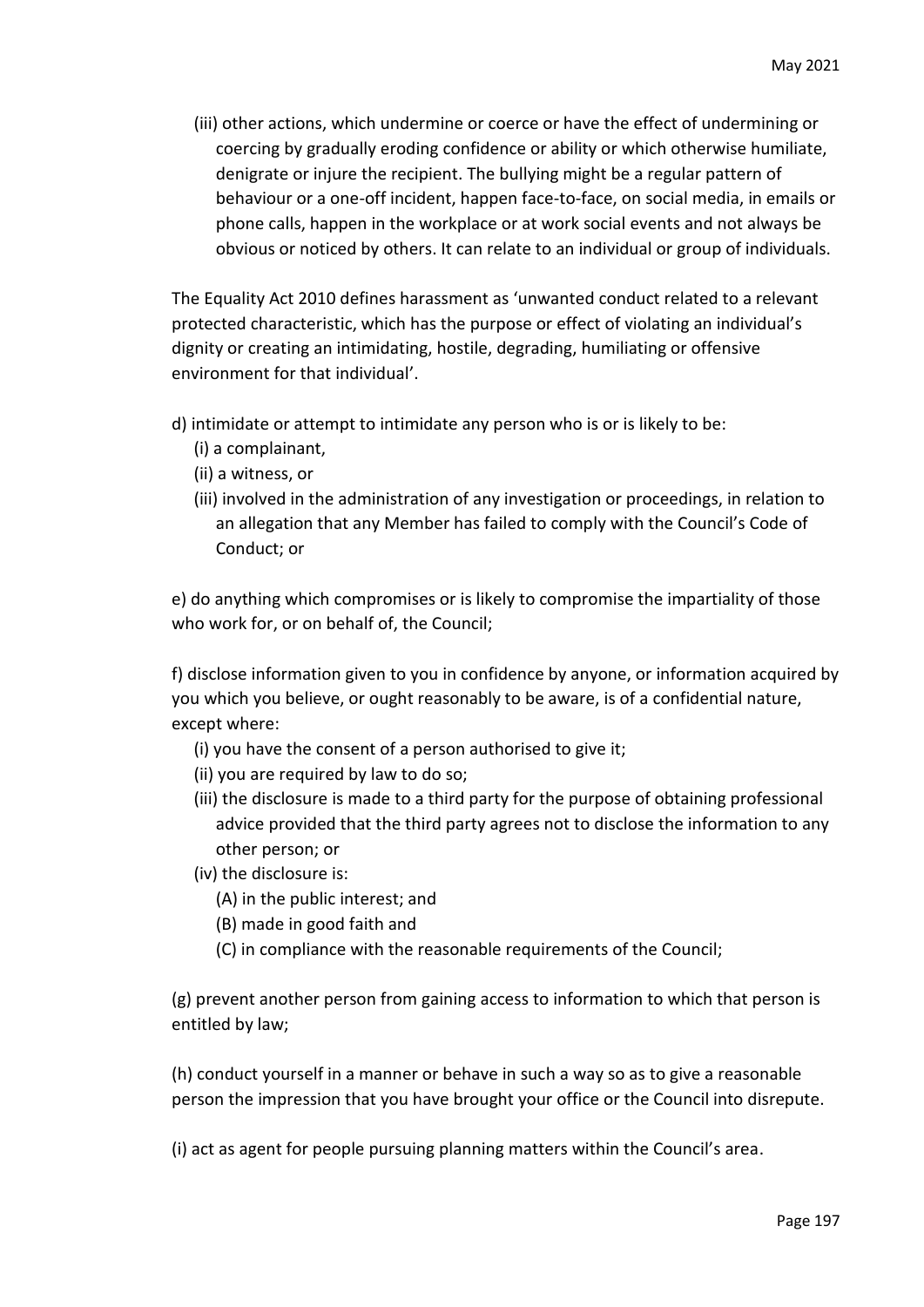(iii) other actions, which undermine or coerce or have the effect of undermining or coercing by gradually eroding confidence or ability or which otherwise humiliate, denigrate or injure the recipient. The bullying might be a regular pattern of behaviour or a one-off incident, happen face-to-face, on social media, in emails or phone calls, happen in the workplace or at work social events and not always be obvious or noticed by others. It can relate to an individual or group of individuals.

The Equality Act 2010 defines harassment as 'unwanted conduct related to a relevant protected characteristic, which has the purpose or effect of violating an individual's dignity or creating an intimidating, hostile, degrading, humiliating or offensive environment for that individual'.

d) intimidate or attempt to intimidate any person who is or is likely to be:

- (i) a complainant,
- (ii) a witness, or
- (iii) involved in the administration of any investigation or proceedings, in relation to an allegation that any Member has failed to comply with the Council's Code of Conduct; or

e) do anything which compromises or is likely to compromise the impartiality of those who work for, or on behalf of, the Council;

f) disclose information given to you in confidence by anyone, or information acquired by you which you believe, or ought reasonably to be aware, is of a confidential nature, except where:

- (i) you have the consent of a person authorised to give it;
- (ii) you are required by law to do so;
- (iii) the disclosure is made to a third party for the purpose of obtaining professional advice provided that the third party agrees not to disclose the information to any other person; or
- (iv) the disclosure is:
  - (A) in the public interest; and
  - (B) made in good faith and
  - (C) in compliance with the reasonable requirements of the Council;

(g) prevent another person from gaining access to information to which that person is entitled by law;

(h) conduct yourself in a manner or behave in such a way so as to give a reasonable person the impression that you have brought your office or the Council into disrepute.

(i) act as agent for people pursuing planning matters within the Council's area.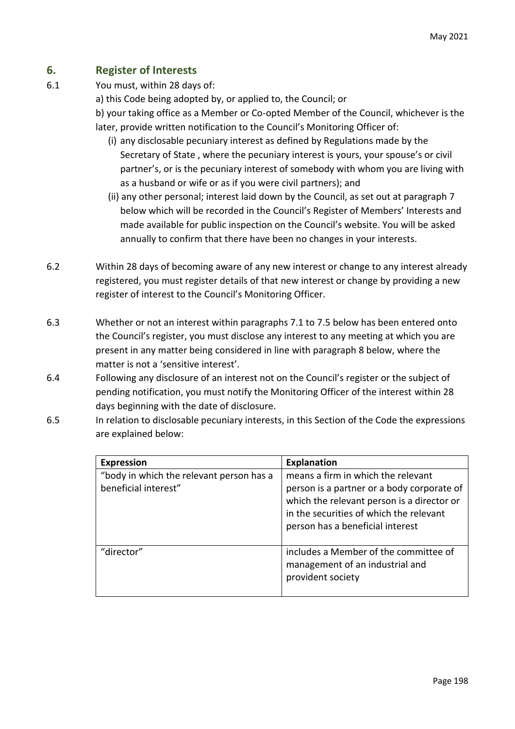## 6. Register of Interests

6.1 You must, within 28 days of:

a) this Code being adopted by, or applied to, the Council; or

b) your taking office as a Member or Co-opted Member of the Council, whichever is the later, provide written notification to the Council's Monitoring Officer of:

(i) any disclosable pecuniary interest as defined by Regulations made by the Secretary of State , where the pecuniary interest is yours, your spouse's or civil partner's, or is the pecuniary interest of somebody with whom you are living with as a husband or wife or as if you were civil partners); and

(ii) any other personal; interest laid down by the Council, as set out at paragraph 7 below which will be recorded in the Council's Register of Members' Interests and made available for public inspection on the Council's website. You will be asked annually to confirm that there have been no changes in your interests.

6.2 Within 28 days of becoming aware of any new interest or change to any interest already registered, you must register details of that new interest or change by providing a new register of interest to the Council's Monitoring Officer.

6.3 Whether or not an interest within paragraphs 7.1 to 7.5 below has been entered onto the Council's register, you must disclose any interest to any meeting at which you are present in any matter being considered in line with paragraph 8 below, where the matter is not a 'sensitive interest'.

6.4 Following any disclosure of an interest not on the Council's register or the subject of pending notification, you must notify the Monitoring Officer of the interest within 28 days beginning with the date of disclosure.

6.5 In relation to disclosable pecuniary interests, in this Section of the Code the expressions are explained below:

| Expression | Explanation |
|---|---|
| "body in which the relevant person has a beneficial interest" | means a firm in which the relevant person is a partner or a body corporate of which the relevant person is a director or in the securities of which the relevant person has a beneficial interest |
| "director" | includes a Member of the committee of management of an industrial and provident society |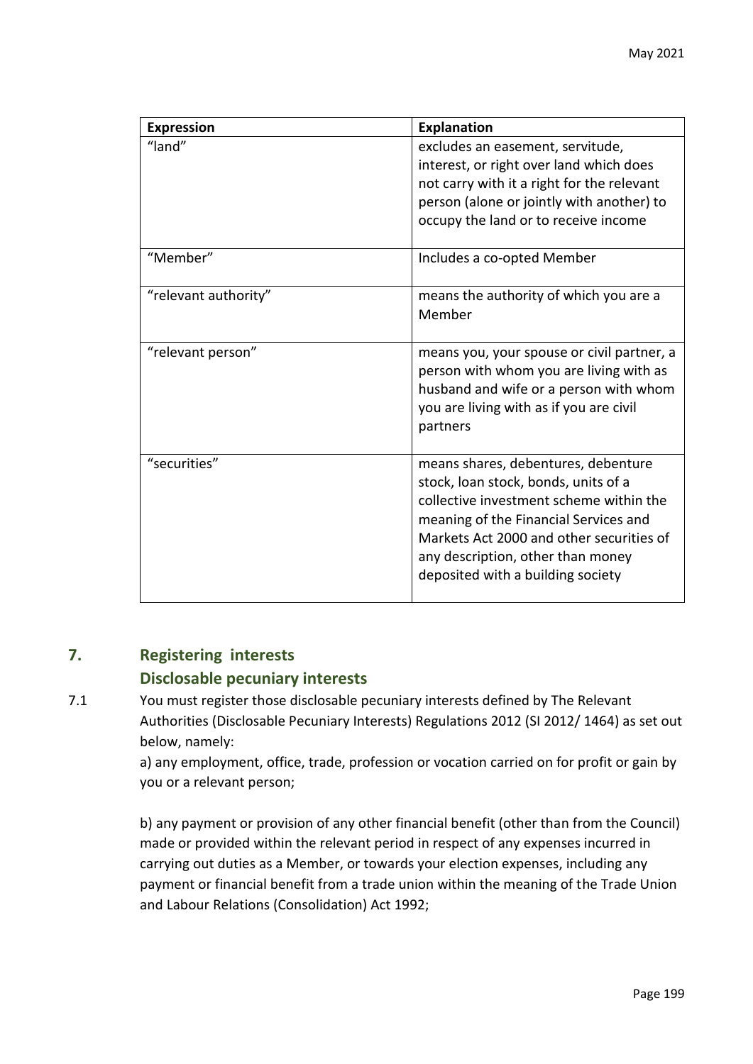| Expression | Explanation |
|---|---|
| “land” | excludes an easement, servitude, interest, or right over land which does not carry with it a right for the relevant person (alone or jointly with another) to occupy the land or to receive income |
| “Member” | Includes a co-opted Member |
| “relevant authority” | means the authority of which you are a Member |
| “relevant person” | means you, your spouse or civil partner, a person with whom you are living with as husband and wife or a person with whom you are living with as if you are civil partners |
| “securities” | means shares, debentures, debenture stock, loan stock, bonds, units of a collective investment scheme within the meaning of the Financial Services and Markets Act 2000 and other securities of any description, other than money deposited with a building society |

## 7. Registering interests

### Disclosable pecuniary interests

7.1 You must register those disclosable pecuniary interests defined by The Relevant Authorities (Disclosable Pecuniary Interests) Regulations 2012 (SI 2012/ 1464) as set out below, namely:

a) any employment, office, trade, profession or vocation carried on for profit or gain by you or a relevant person;

b) any payment or provision of any other financial benefit (other than from the Council) made or provided within the relevant period in respect of any expenses incurred in carrying out duties as a Member, or towards your election expenses, including any payment or financial benefit from a trade union within the meaning of the Trade Union and Labour Relations (Consolidation) Act 1992;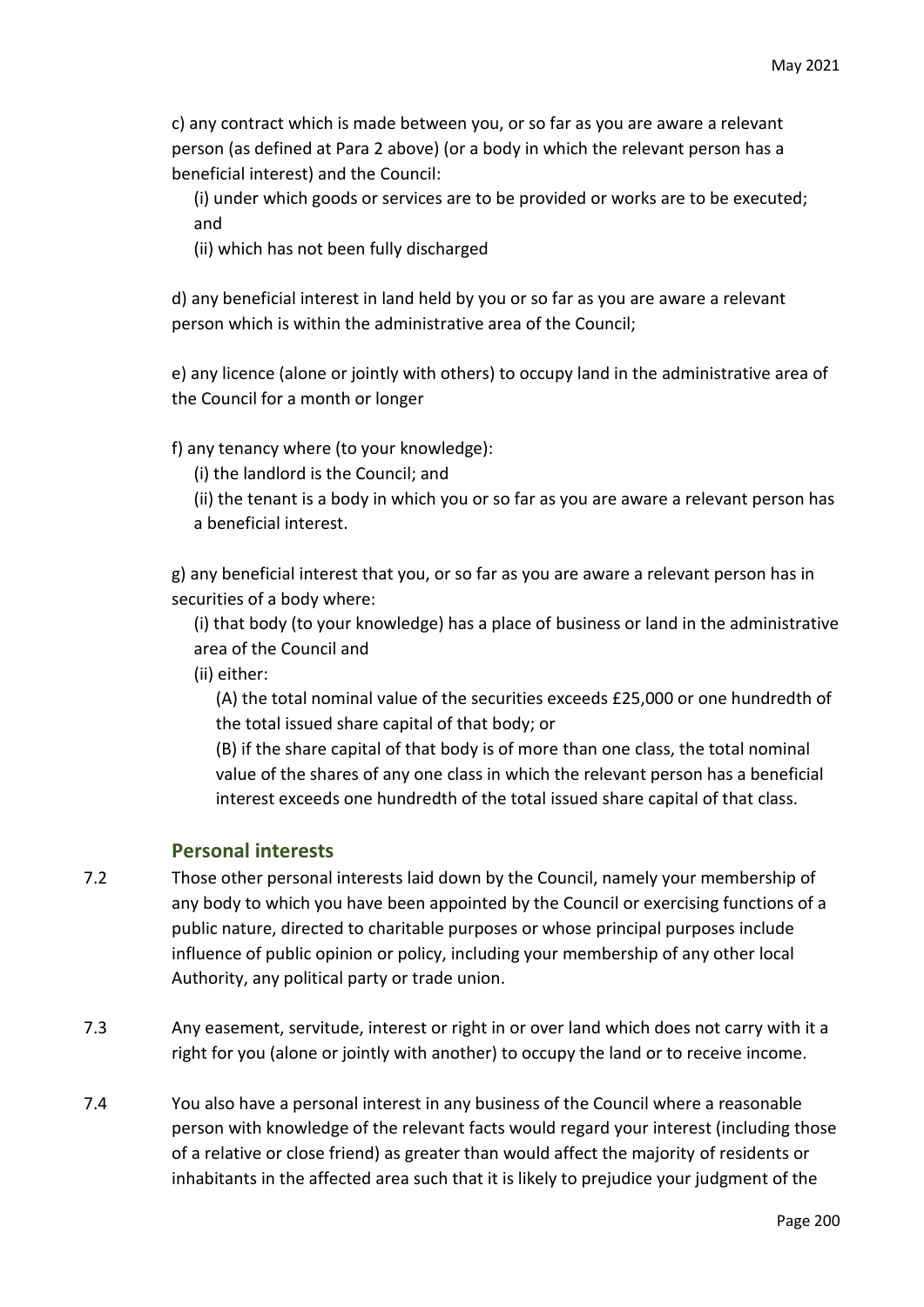c) any contract which is made between you, or so far as you are aware a relevant person (as defined at Para 2 above) (or a body in which the relevant person has a beneficial interest) and the Council:

(i) under which goods or services are to be provided or works are to be executed; and

(ii) which has not been fully discharged

d) any beneficial interest in land held by you or so far as you are aware a relevant person which is within the administrative area of the Council;

e) any licence (alone or jointly with others) to occupy land in the administrative area of the Council for a month or longer

f) any tenancy where (to your knowledge):

(i) the landlord is the Council; and

(ii) the tenant is a body in which you or so far as you are aware a relevant person has a beneficial interest.

g) any beneficial interest that you, or so far as you are aware a relevant person has in securities of a body where:

(i) that body (to your knowledge) has a place of business or land in the administrative area of the Council and

(ii) either:

(A) the total nominal value of the securities exceeds £25,000 or one hundredth of the total issued share capital of that body; or

(B) if the share capital of that body is of more than one class, the total nominal value of the shares of any one class in which the relevant person has a beneficial interest exceeds one hundredth of the total issued share capital of that class.

## Personal interests

7.2 Those other personal interests laid down by the Council, namely your membership of any body to which you have been appointed by the Council or exercising functions of a public nature, directed to charitable purposes or whose principal purposes include influence of public opinion or policy, including your membership of any other local Authority, any political party or trade union.

7.3 Any easement, servitude, interest or right in or over land which does not carry with it a right for you (alone or jointly with another) to occupy the land or to receive income.

7.4 You also have a personal interest in any business of the Council where a reasonable person with knowledge of the relevant facts would regard your interest (including those of a relative or close friend) as greater than would affect the majority of residents or inhabitants in the affected area such that it is likely to prejudice your judgment of the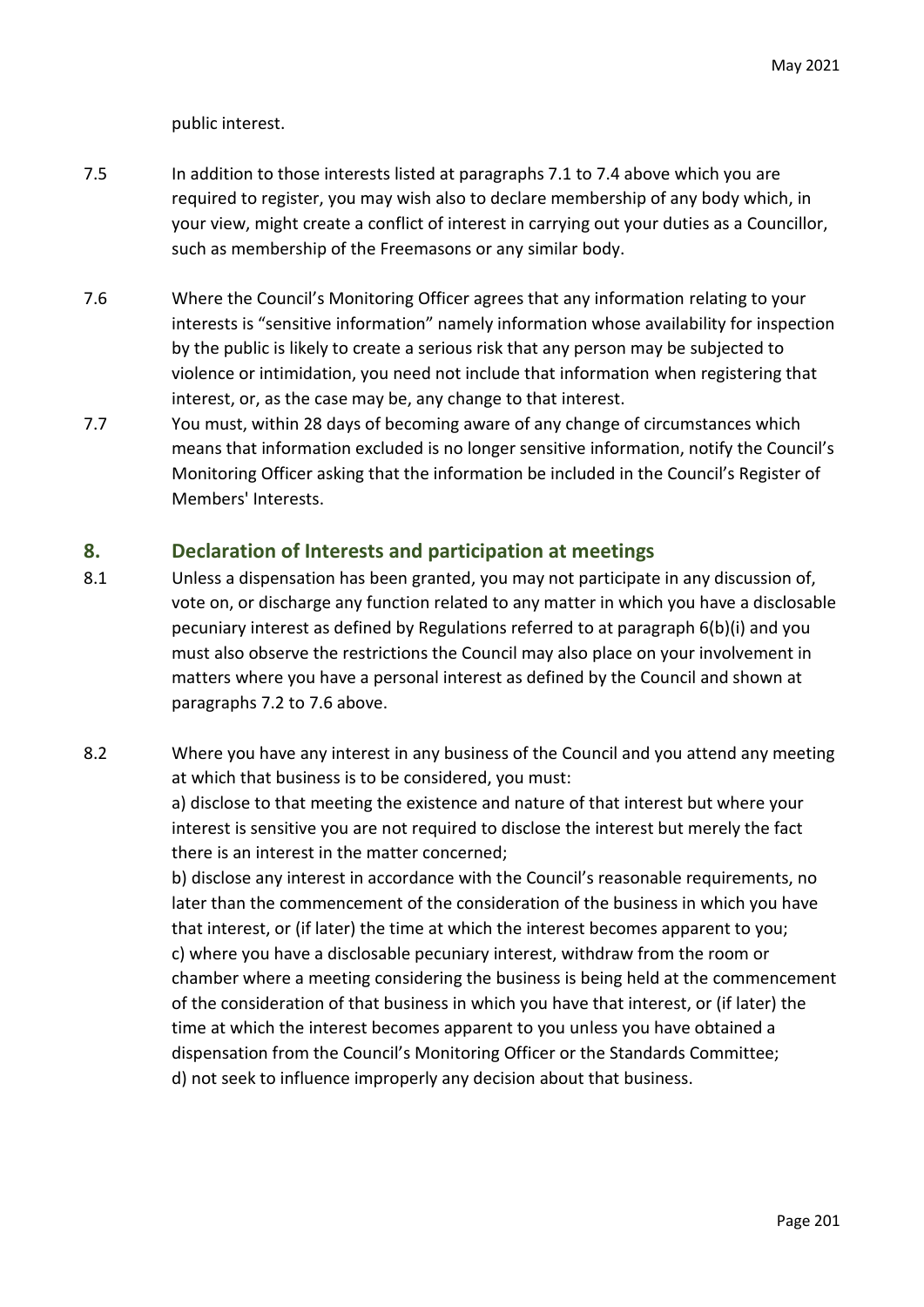public interest.

7.5 In addition to those interests listed at paragraphs 7.1 to 7.4 above which you are required to register, you may wish also to declare membership of any body which, in your view, might create a conflict of interest in carrying out your duties as a Councillor, such as membership of the Freemasons or any similar body.

7.6 Where the Council's Monitoring Officer agrees that any information relating to your interests is "sensitive information" namely information whose availability for inspection by the public is likely to create a serious risk that any person may be subjected to violence or intimidation, you need not include that information when registering that interest, or, as the case may be, any change to that interest.

7.7 You must, within 28 days of becoming aware of any change of circumstances which means that information excluded is no longer sensitive information, notify the Council's Monitoring Officer asking that the information be included in the Council's Register of Members' Interests.

## 8. Declaration of Interests and participation at meetings

8.1 Unless a dispensation has been granted, you may not participate in any discussion of, vote on, or discharge any function related to any matter in which you have a disclosable pecuniary interest as defined by Regulations referred to at paragraph 6(b)(i) and you must also observe the restrictions the Council may also place on your involvement in matters where you have a personal interest as defined by the Council and shown at paragraphs 7.2 to 7.6 above.

8.2 Where you have any interest in any business of the Council and you attend any meeting at which that business is to be considered, you must:

a) disclose to that meeting the existence and nature of that interest but where your interest is sensitive you are not required to disclose the interest but merely the fact there is an interest in the matter concerned;

b) disclose any interest in accordance with the Council's reasonable requirements, no later than the commencement of the consideration of the business in which you have that interest, or (if later) the time at which the interest becomes apparent to you;

c) where you have a disclosable pecuniary interest, withdraw from the room or chamber where a meeting considering the business is being held at the commencement of the consideration of that business in which you have that interest, or (if later) the time at which the interest becomes apparent to you unless you have obtained a dispensation from the Council's Monitoring Officer or the Standards Committee;

d) not seek to influence improperly any decision about that business.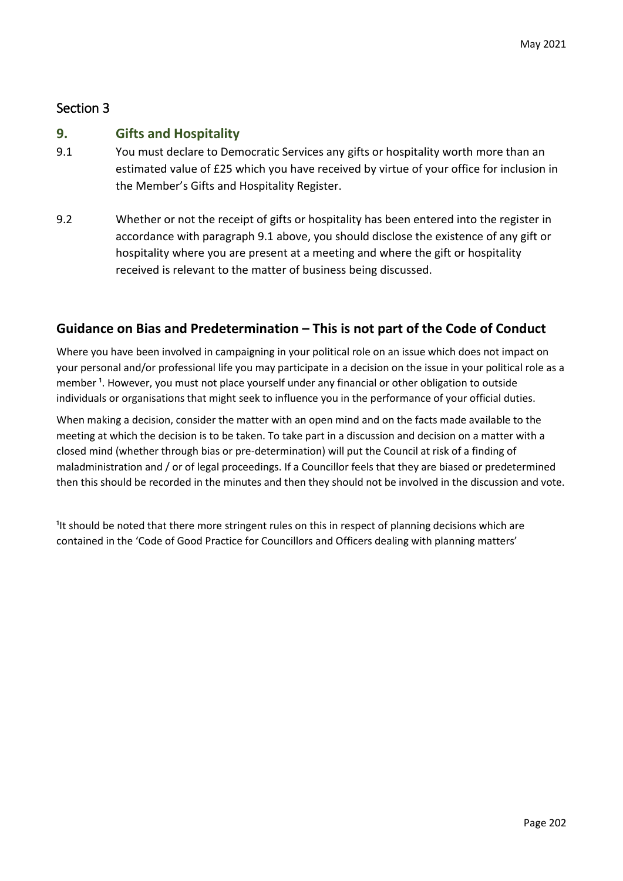## Section 3

### 9. Gifts and Hospitality

9.1 You must declare to Democratic Services any gifts or hospitality worth more than an estimated value of £25 which you have received by virtue of your office for inclusion in the Member's Gifts and Hospitality Register.

9.2 Whether or not the receipt of gifts or hospitality has been entered into the register in accordance with paragraph 9.1 above, you should disclose the existence of any gift or hospitality where you are present at a meeting and where the gift or hospitality received is relevant to the matter of business being discussed.

### Guidance on Bias and Predetermination – This is not part of the Code of Conduct

Where you have been involved in campaigning in your political role on an issue which does not impact on your personal and/or professional life you may participate in a decision on the issue in your political role as a member [1]. However, you must not place yourself under any financial or other obligation to outside individuals or organisations that might seek to influence you in the performance of your official duties.

When making a decision, consider the matter with an open mind and on the facts made available to the meeting at which the decision is to be taken. To take part in a discussion and decision on a matter with a closed mind (whether through bias or pre-determination) will put the Council at risk of a finding of maladministration and / or of legal proceedings. If a Councillor feels that they are biased or predetermined then this should be recorded in the minutes and then they should not be involved in the discussion and vote.

[1] It should be noted that there more stringent rules on this in respect of planning decisions which are contained in the 'Code of Good Practice for Councillors and Officers dealing with planning matters'